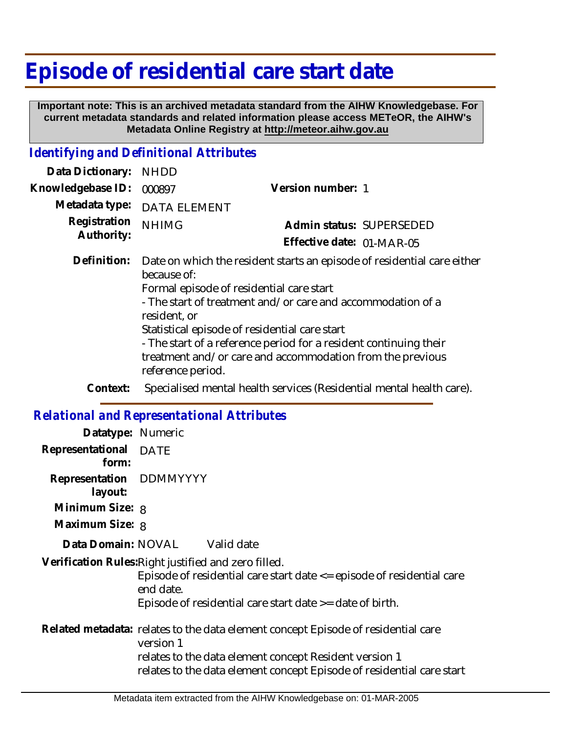# Episode of residential care start date

**Important note: This is an archived metadata standard from the AIHW Knowledgebase. For current metadata standards and related information please access METeOR, the AIHW's Metadata Online Registry at http://meteor.aihw.gov.au**

## *Identifying and Definitional Attributes*

| | | | |
|---|---|---|---|
| **Data Dictionary:** | NHDD | | |
| **Knowledgebase ID:** | 000897 | **Version number:** | 1 |
| **Metadata type:** | DATA ELEMENT | | |
| **Registration Authority:** | NHIMG | **Admin status:** | SUPERSEDED |
| | | **Effective date:** | 01-MAR-05 |

**Definition:** Date on which the resident starts an episode of residential care either because of:
Formal episode of residential care start
- The start of treatment and/or care and accommodation of a resident, or
Statistical episode of residential care start
- The start of a reference period for a resident continuing their treatment and/or care and accommodation from the previous reference period.

**Context:** Specialised mental health services (Residential mental health care).

## *Relational and Representational Attributes*

**Datatype:** Numeric

**Representational form:** DATE

**Representation layout:** DDMMYYYY

**Minimum Size:** 8

**Maximum Size:** 8

**Data Domain:** NOVAL Valid date

**Verification Rules:** Right justified and zero filled.
Episode of residential care start date <= episode of residential care end date.
Episode of residential care start date >= date of birth.

**Related metadata:** relates to the data element concept Episode of residential care version 1
relates to the data element concept Resident version 1
relates to the data element concept Episode of residential care start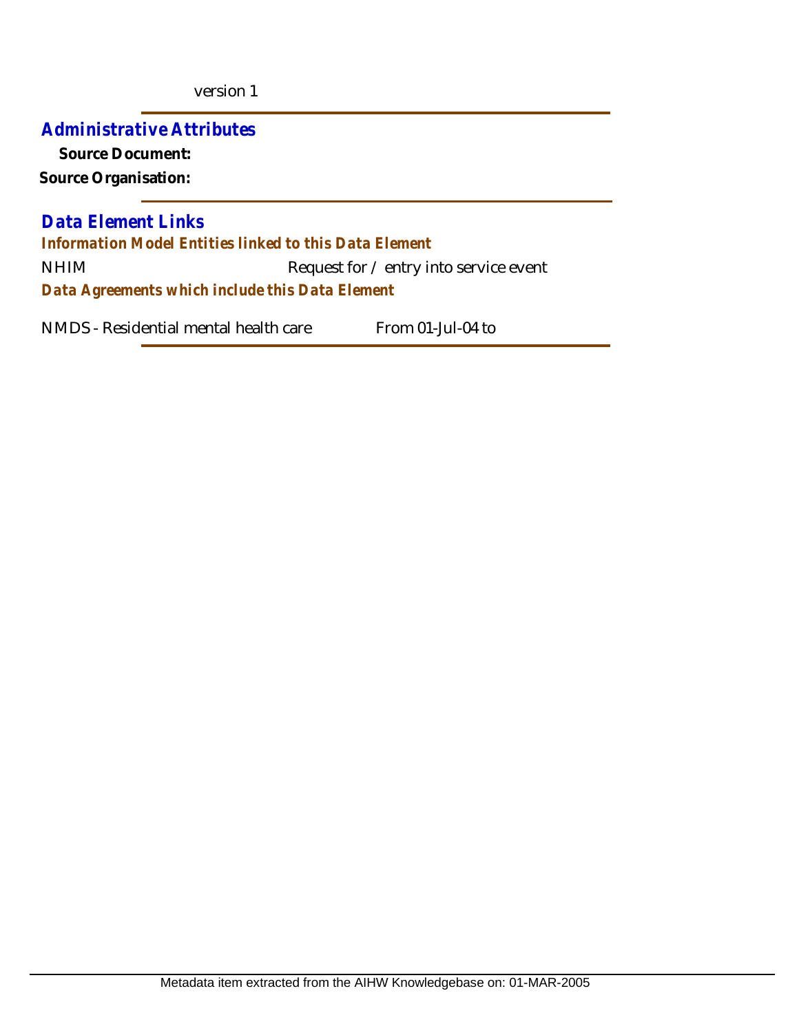version 1

## Administrative Attributes

**Source Document:**

**Source Organisation:**

## Data Element Links

### *Information Model Entities linked to this Data Element*

NHIM Request for / entry into service event

### *Data Agreements which include this Data Element*

NMDS - Residential mental health care From 01-Jul-04 to

Metadata item extracted from the AIHW Knowledgebase on: 01-MAR-2005